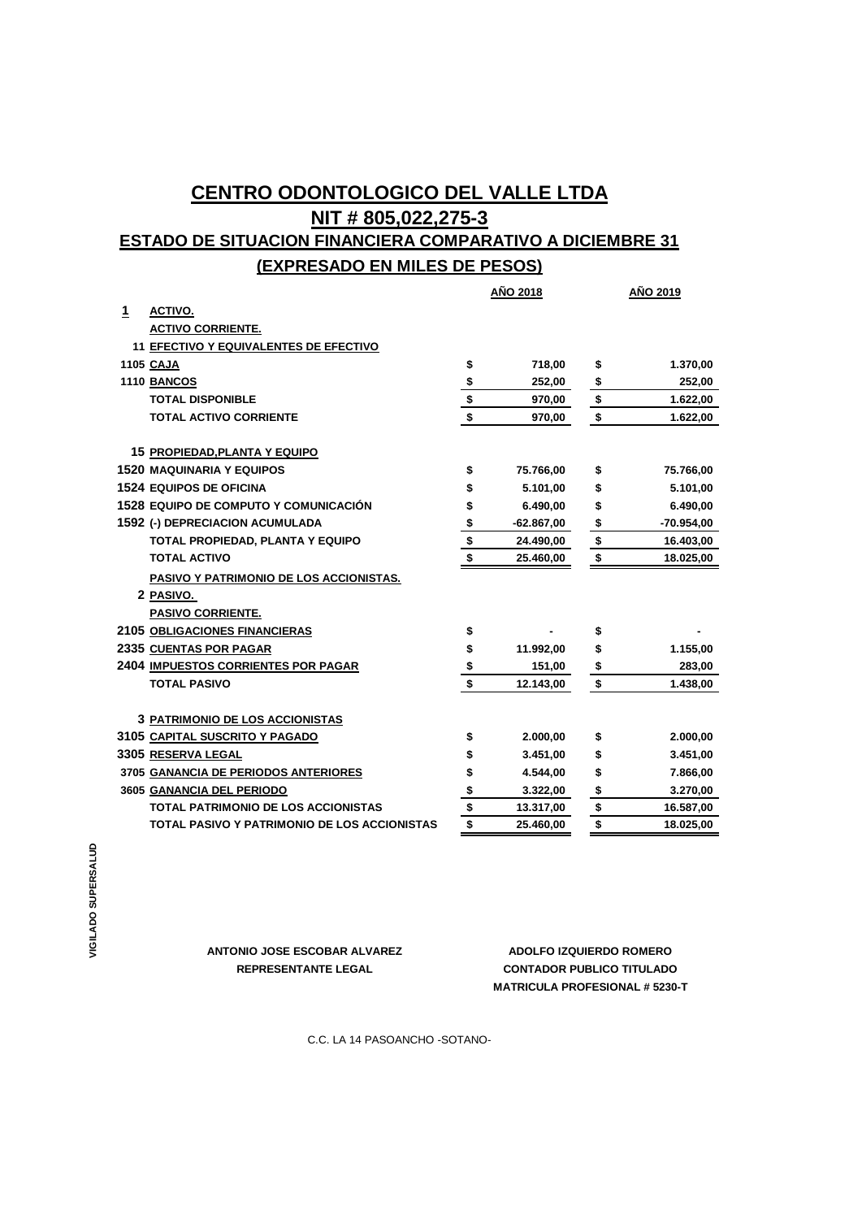# CENTRO ODONTOLOGICO DEL VALLE LTDA

## NIT # 805,022,275-3

## ESTADO DE SITUACION FINANCIERA COMPARATIVO A DICIEMBRE 31

## (EXPRESADO EN MILES DE PESOS)

| Código | Cuenta | | AÑO 2018 | | AÑO 2019 |
|---|---|---|---|---|---|
| 1 | ACTIVO. | | | | |
| | ACTIVO CORRIENTE. | | | | |
| 11 | EFECTIVO Y EQUIVALENTES DE EFECTIVO | | | | |
| 1105 | CAJA | $ | 718,00 | $ | 1.370,00 |
| 1110 | BANCOS | $ | 252,00 | $ | 252,00 |
| | TOTAL DISPONIBLE | $ | 970,00 | $ | 1.622,00 |
| | TOTAL ACTIVO CORRIENTE | $ | 970,00 | $ | 1.622,00 |
| 15 | PROPIEDAD,PLANTA Y EQUIPO | | | | |
| 1520 | MAQUINARIA Y EQUIPOS | $ | 75.766,00 | $ | 75.766,00 |
| 1524 | EQUIPOS DE OFICINA | $ | 5.101,00 | $ | 5.101,00 |
| 1528 | EQUIPO DE COMPUTO Y COMUNICACIÓN | $ | 6.490,00 | $ | 6.490,00 |
| 1592 | (-) DEPRECIACION ACUMULADA | $ | -62.867,00 | $ | -70.954,00 |
| | TOTAL PROPIEDAD, PLANTA Y EQUIPO | $ | 24.490,00 | $ | 16.403,00 |
| | TOTAL ACTIVO | $ | 25.460,00 | $ | 18.025,00 |
| | PASIVO Y PATRIMONIO DE LOS ACCIONISTAS. | | | | |
| 2 | PASIVO. | | | | |
| | PASIVO CORRIENTE. | | | | |
| 2105 | OBLIGACIONES FINANCIERAS | $ | - | $ | - |
| 2335 | CUENTAS POR PAGAR | $ | 11.992,00 | $ | 1.155,00 |
| 2404 | IMPUESTOS CORRIENTES POR PAGAR | $ | 151,00 | $ | 283,00 |
| | TOTAL PASIVO | $ | 12.143,00 | $ | 1.438,00 |
| 3 | PATRIMONIO DE LOS ACCIONISTAS | | | | |
| 3105 | CAPITAL SUSCRITO Y PAGADO | $ | 2.000,00 | $ | 2.000,00 |
| 3305 | RESERVA LEGAL | $ | 3.451,00 | $ | 3.451,00 |
| 3705 | GANANCIA DE PERIODOS ANTERIORES | $ | 4.544,00 | $ | 7.866,00 |
| 3605 | GANANCIA DEL PERIODO | $ | 3.322,00 | $ | 3.270,00 |
| | TOTAL PATRIMONIO DE LOS ACCIONISTAS | $ | 13.317,00 | $ | 16.587,00 |
| | TOTAL PASIVO Y PATRIMONIO DE LOS ACCIONISTAS | $ | 25.460,00 | $ | 18.025,00 |

VIGILADO SUPERSALUD

**ANTONIO JOSE ESCOBAR ALVAREZ**
**REPRESENTANTE LEGAL**

**ADOLFO IZQUIERDO ROMERO**
**CONTADOR PUBLICO TITULADO**
**MATRICULA PROFESIONAL # 5230-T**

C.C. LA 14 PASOANCHO -SOTANO-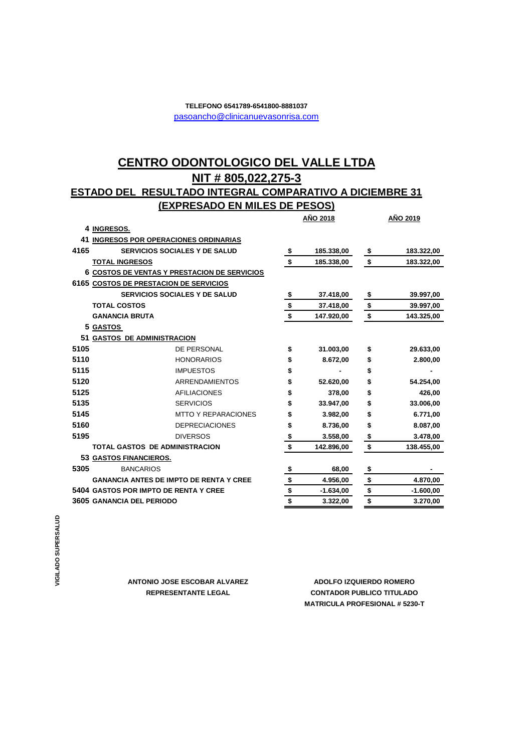**TELEFONO 6541789-6541800-8881037**

pasoancho@clinicanuevasonrisa.com

# CENTRO ODONTOLOGICO DEL VALLE LTDA

## NIT # 805,022,275-3

## ESTADO DEL RESULTADO INTEGRAL COMPARATIVO A DICIEMBRE 31

## (EXPRESADO EN MILES DE PESOS)

| Código | Concepto | | AÑO 2018 | | AÑO 2019 |
|---|---|---|---|---|---|
| 4 | **INGRESOS.** | | | | |
| 41 | **INGRESOS POR OPERACIONES ORDINARIAS** | | | | |
| 4165 | **SERVICIOS SOCIALES Y DE SALUD** | $ | 185.338,00 | $ | 183.322,00 |
| | **TOTAL INGRESOS** | $ | 185.338,00 | $ | 183.322,00 |
| 6 | **COSTOS DE VENTAS Y PRESTACION DE SERVICIOS** | | | | |
| 6165 | **COSTOS DE PRESTACION DE SERVICIOS** | | | | |
| | **SERVICIOS SOCIALES Y DE SALUD** | $ | 37.418,00 | $ | 39.997,00 |
| | **TOTAL COSTOS** | $ | 37.418,00 | $ | 39.997,00 |
| | **GANANCIA BRUTA** | $ | 147.920,00 | $ | 143.325,00 |
| 5 | **GASTOS** | | | | |
| 51 | **GASTOS DE ADMINISTRACION** | | | | |
| 5105 | DE PERSONAL | $ | 31.003,00 | $ | 29.633,00 |
| 5110 | HONORARIOS | $ | 8.672,00 | $ | 2.800,00 |
| 5115 | IMPUESTOS | $ | - | $ | - |
| 5120 | ARRENDAMIENTOS | $ | 52.620,00 | $ | 54.254,00 |
| 5125 | AFILIACIONES | $ | 378,00 | $ | 426,00 |
| 5135 | SERVICIOS | $ | 33.947,00 | $ | 33.006,00 |
| 5145 | MTTO Y REPARACIONES | $ | 3.982,00 | $ | 6.771,00 |
| 5160 | DEPRECIACIONES | $ | 8.736,00 | $ | 8.087,00 |
| 5195 | DIVERSOS | $ | 3.558,00 | $ | 3.478,00 |
| | **TOTAL GASTOS DE ADMINISTRACION** | $ | 142.896,00 | $ | 138.455,00 |
| 53 | **GASTOS FINANCIEROS.** | | | | |
| 5305 | BANCARIOS | $ | 68,00 | $ | - |
| | **GANANCIA ANTES DE IMPTO DE RENTA Y CREE** | $ | 4.956,00 | $ | 4.870,00 |
| 5404 | **GASTOS POR IMPTO DE RENTA Y CREE** | $ | -1.634,00 | $ | -1.600,00 |
| 3605 | **GANANCIA DEL PERIODO** | $ | 3.322,00 | $ | 3.270,00 |

**VIGILADO SUPERSALUD**

**ANTONIO JOSE ESCOBAR ALVAREZ**
**REPRESENTANTE LEGAL**

**ADOLFO IZQUIERDO ROMERO**
**CONTADOR PUBLICO TITULADO**
**MATRICULA PROFESIONAL # 5230-T**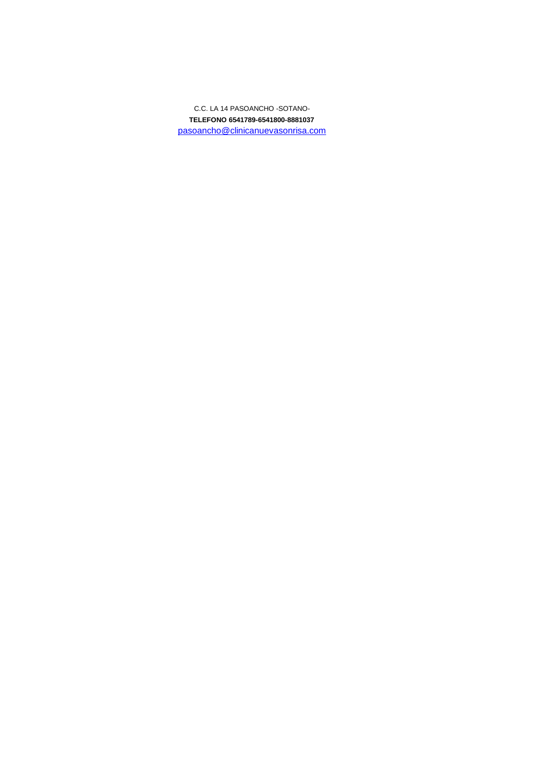C.C. LA 14 PASOANCHO -SOTANO-

**TELEFONO 6541789-6541800-8881037**

pasoancho@clinicanuevasonrisa.com